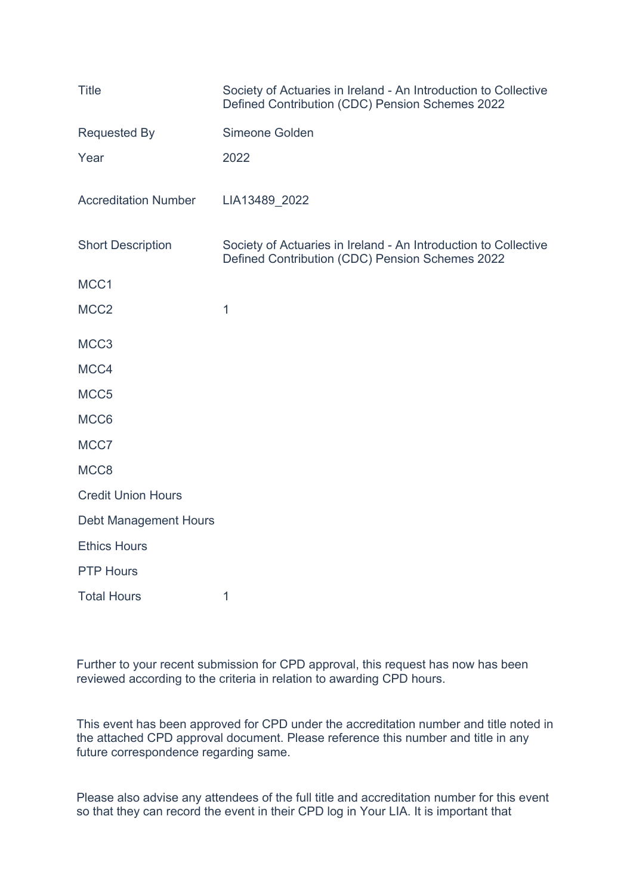| | |
|---|---|
| Title | Society of Actuaries in Ireland - An Introduction to Collective Defined Contribution (CDC) Pension Schemes 2022 |
| Requested By | Simeone Golden |
| Year | 2022 |
| Accreditation Number | LIA13489_2022 |
| Short Description | Society of Actuaries in Ireland - An Introduction to Collective Defined Contribution (CDC) Pension Schemes 2022 |
| MCC1 | |
| MCC2 | 1 |
| MCC3 | |
| MCC4 | |
| MCC5 | |
| MCC6 | |
| MCC7 | |
| MCC8 | |
| Credit Union Hours | |
| Debt Management Hours | |
| Ethics Hours | |
| PTP Hours | |
| Total Hours | 1 |

Further to your recent submission for CPD approval, this request has now has been reviewed according to the criteria in relation to awarding CPD hours.

This event has been approved for CPD under the accreditation number and title noted in the attached CPD approval document. Please reference this number and title in any future correspondence regarding same.

Please also advise any attendees of the full title and accreditation number for this event so that they can record the event in their CPD log in Your LIA. It is important that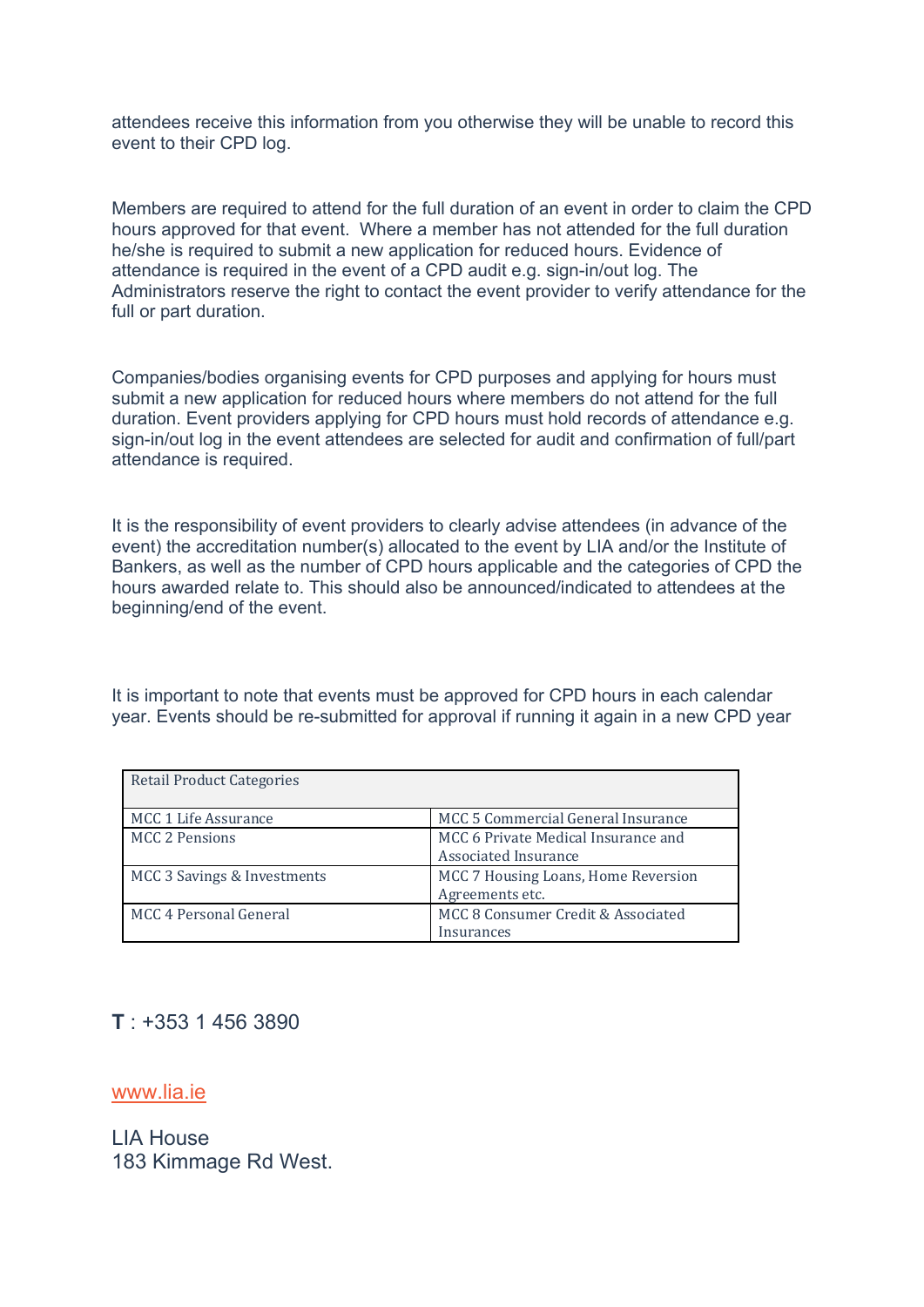attendees receive this information from you otherwise they will be unable to record this event to their CPD log.

Members are required to attend for the full duration of an event in order to claim the CPD hours approved for that event. Where a member has not attended for the full duration he/she is required to submit a new application for reduced hours. Evidence of attendance is required in the event of a CPD audit e.g. sign-in/out log. The Administrators reserve the right to contact the event provider to verify attendance for the full or part duration.

Companies/bodies organising events for CPD purposes and applying for hours must submit a new application for reduced hours where members do not attend for the full duration. Event providers applying for CPD hours must hold records of attendance e.g. sign-in/out log in the event attendees are selected for audit and confirmation of full/part attendance is required.

It is the responsibility of event providers to clearly advise attendees (in advance of the event) the accreditation number(s) allocated to the event by LIA and/or the Institute of Bankers, as well as the number of CPD hours applicable and the categories of CPD the hours awarded relate to. This should also be announced/indicated to attendees at the beginning/end of the event.

It is important to note that events must be approved for CPD hours in each calendar year. Events should be re-submitted for approval if running it again in a new CPD year

| Retail Product Categories | |
|---|---|
| MCC 1 Life Assurance | MCC 5 Commercial General Insurance |
| MCC 2 Pensions | MCC 6 Private Medical Insurance and Associated Insurance |
| MCC 3 Savings & Investments | MCC 7 Housing Loans, Home Reversion Agreements etc. |
| MCC 4 Personal General | MCC 8 Consumer Credit & Associated Insurances |

**T** : +353 1 456 3890

www.lia.ie

LIA House
183 Kimmage Rd West.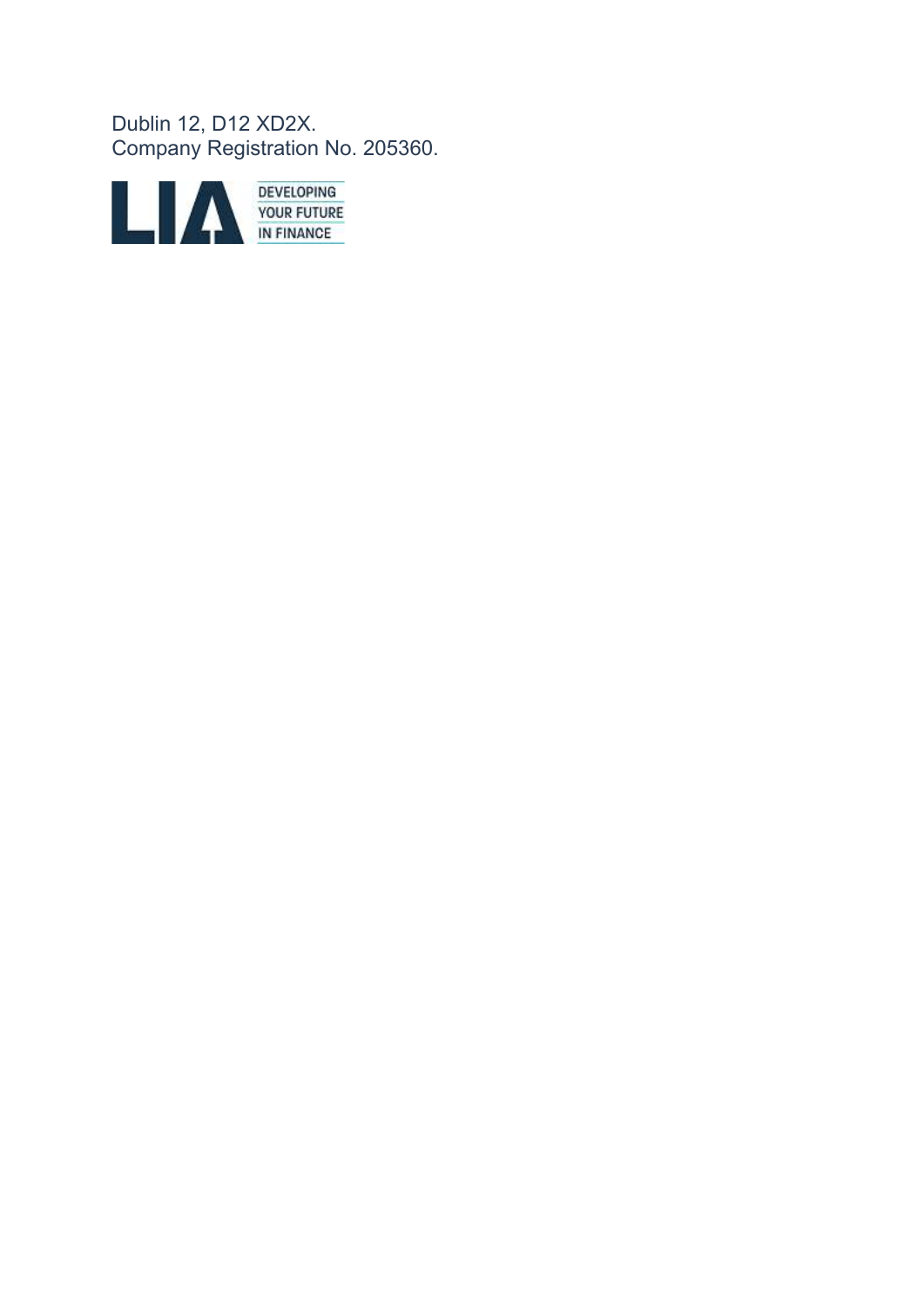Dublin 12, D12 XD2X.
Company Registration No. 205360.

LIA DEVELOPING YOUR FUTURE IN FINANCE